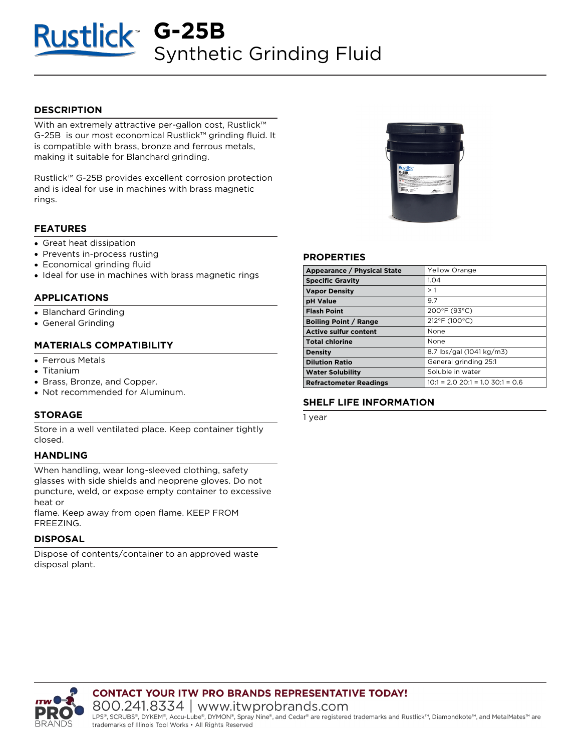# Rustlick™ G-25B

## Synthetic Grinding Fluid

## DESCRIPTION

With an extremely attractive per-gallon cost, Rustlick™ G-25B is our most economical Rustlick™ grinding fluid. It is compatible with brass, bronze and ferrous metals, making it suitable for Blanchard grinding.

Rustlick™ G-25B provides excellent corrosion protection and is ideal for use in machines with brass magnetic rings.

## FEATURES

- Great heat dissipation
- Prevents in-process rusting
- Economical grinding fluid
- Ideal for use in machines with brass magnetic rings

## APPLICATIONS

- Blanchard Grinding
- General Grinding

## MATERIALS COMPATIBILITY

- Ferrous Metals
- Titanium
- Brass, Bronze, and Copper.
- Not recommended for Aluminum.

## STORAGE

Store in a well ventilated place. Keep container tightly closed.

## HANDLING

When handling, wear long-sleeved clothing, safety glasses with side shields and neoprene gloves. Do not puncture, weld, or expose empty container to excessive heat or flame. Keep away from open flame. KEEP FROM FREEZING.

## DISPOSAL

Dispose of contents/container to an approved waste disposal plant.

## PROPERTIES

| Property | Value |
|---|---|
| **Appearance / Physical State** | Yellow Orange |
| **Specific Gravity** | 1.04 |
| **Vapor Density** | > 1 |
| **pH Value** | 9.7 |
| **Flash Point** | 200°F (93°C) |
| **Boiling Point / Range** | 212°F (100°C) |
| **Active sulfur content** | None |
| **Total chlorine** | None |
| **Density** | 8.7 lbs/gal (1041 kg/m3) |
| **Dilution Ratio** | General grinding 25:1 |
| **Water Solubility** | Soluble in water |
| **Refractometer Readings** | 10:1 = 2.0 20:1 = 1.0 30:1 = 0.6 |

## SHELF LIFE INFORMATION

1 year

**CONTACT YOUR ITW PRO BRANDS REPRESENTATIVE TODAY!**

800.241.8334 | www.itwprobrands.com

LPS®, SCRUBS®, DYKEM®, Accu-Lube®, DYMON®, Spray Nine®, and Cedar® are registered trademarks and Rustlick™, Diamondkote™, and MetalMates™ are trademarks of Illinois Tool Works • All Rights Reserved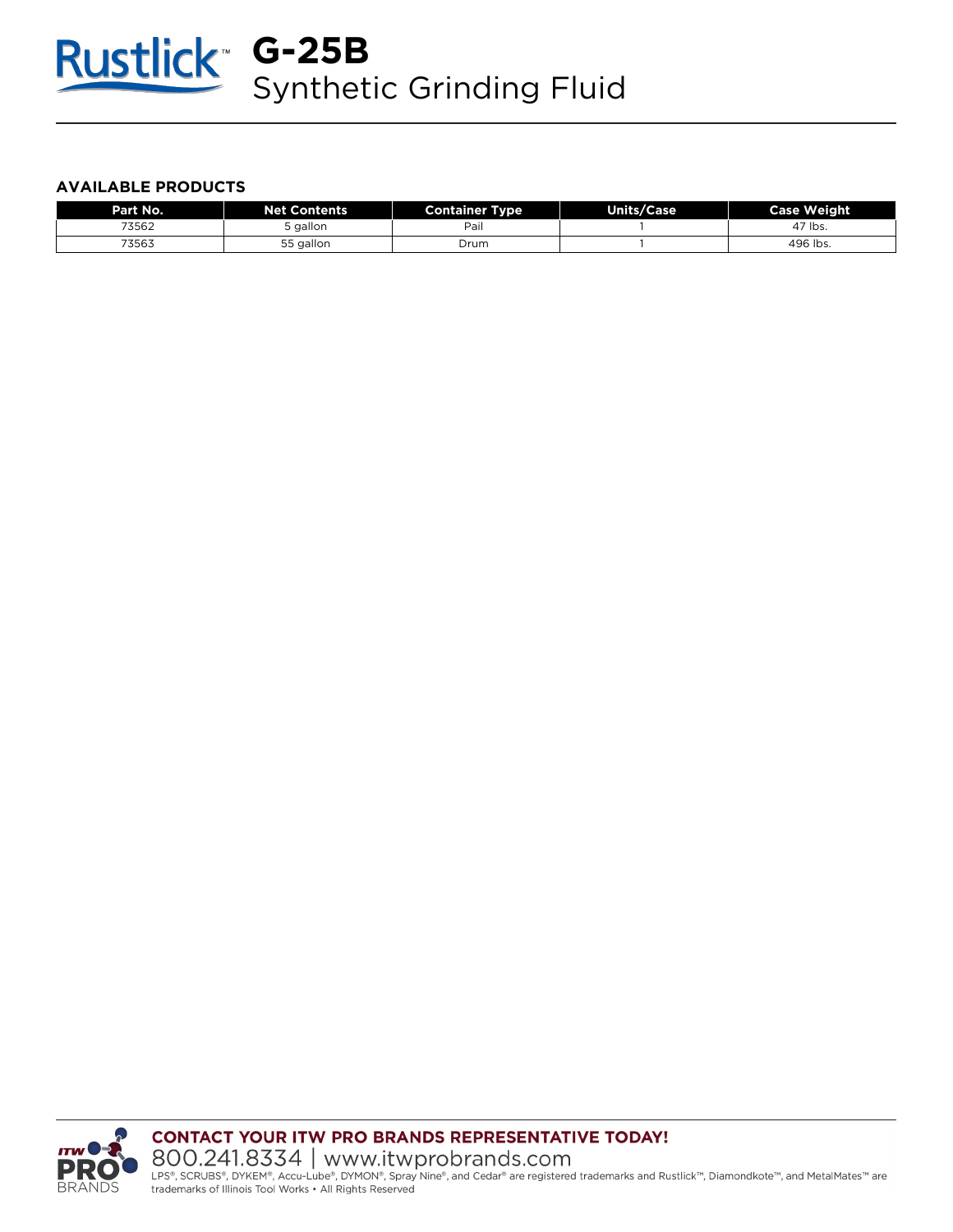## AVAILABLE PRODUCTS

| Part No. | Net Contents | Container Type | Units/Case | Case Weight |
|---|---|---|---|---|
| 73562 | 5 gallon | Pail | 1 | 47 lbs. |
| 73563 | 55 gallon | Drum | 1 | 496 lbs. |

**CONTACT YOUR ITW PRO BRANDS REPRESENTATIVE TODAY!**

800.241.8334 | www.itwprobrands.com

LPS®, SCRUBS®, DYKEM®, Accu-Lube®, DYMON®, Spray Nine®, and Cedar® are registered trademarks and Rustlick™, Diamondkote™, and MetalMates™ are trademarks of Illinois Tool Works • All Rights Reserved